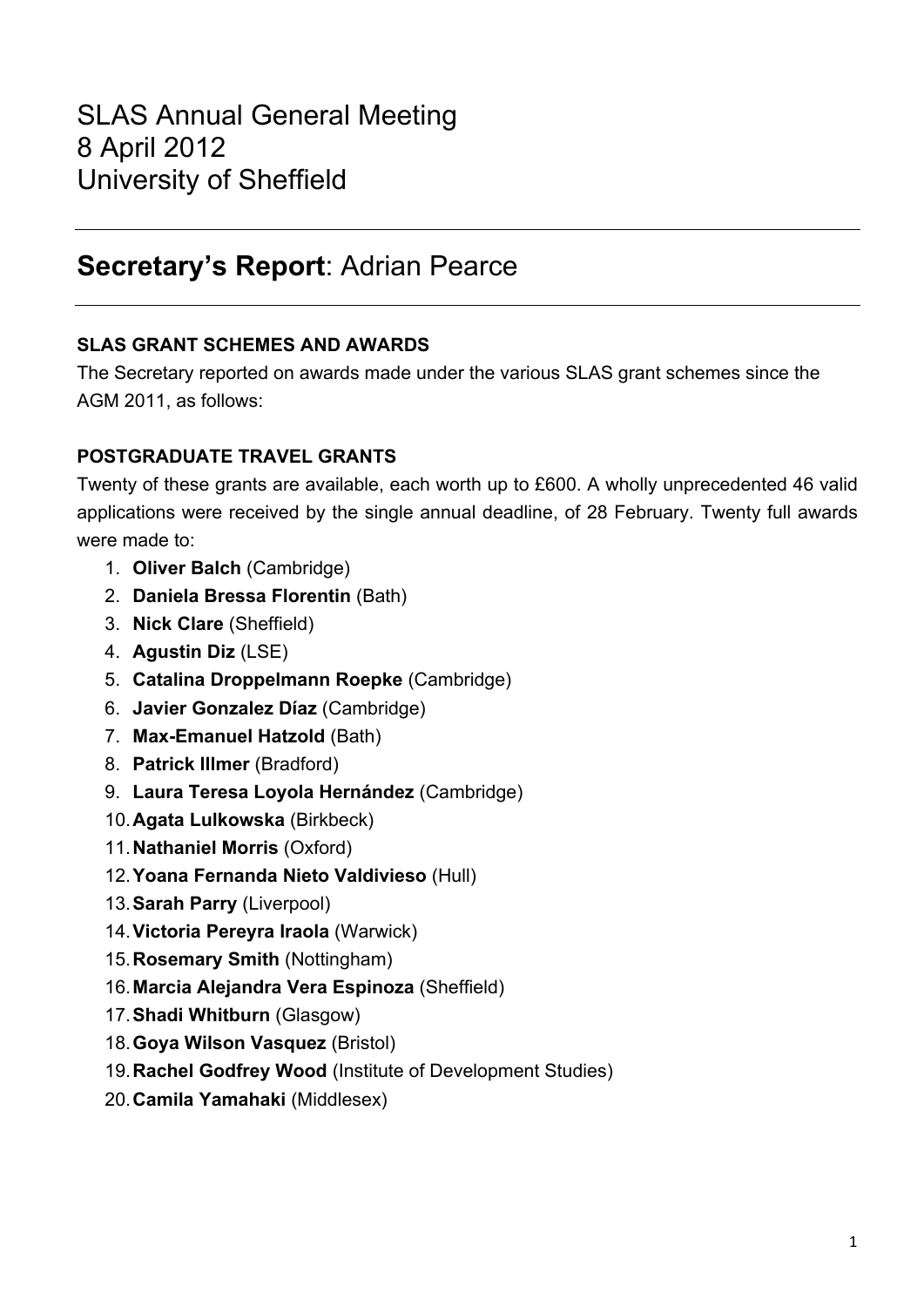# SLAS Annual General Meeting
# 8 April 2012
# University of Sheffield

---

## **Secretary's Report**: Adrian Pearce

---

### SLAS GRANT SCHEMES AND AWARDS

The Secretary reported on awards made under the various SLAS grant schemes since the AGM 2011, as follows:

### POSTGRADUATE TRAVEL GRANTS

Twenty of these grants are available, each worth up to £600. A wholly unprecedented 46 valid applications were received by the single annual deadline, of 28 February. Twenty full awards were made to:

1. **Oliver Balch** (Cambridge)
2. **Daniela Bressa Florentin** (Bath)
3. **Nick Clare** (Sheffield)
4. **Agustin Diz** (LSE)
5. **Catalina Droppelmann Roepke** (Cambridge)
6. **Javier Gonzalez Díaz** (Cambridge)
7. **Max-Emanuel Hatzold** (Bath)
8. **Patrick Illmer** (Bradford)
9. **Laura Teresa Loyola Hernández** (Cambridge)
10. **Agata Lulkowska** (Birkbeck)
11. **Nathaniel Morris** (Oxford)
12. **Yoana Fernanda Nieto Valdivieso** (Hull)
13. **Sarah Parry** (Liverpool)
14. **Victoria Pereyra Iraola** (Warwick)
15. **Rosemary Smith** (Nottingham)
16. **Marcia Alejandra Vera Espinoza** (Sheffield)
17. **Shadi Whitburn** (Glasgow)
18. **Goya Wilson Vasquez** (Bristol)
19. **Rachel Godfrey Wood** (Institute of Development Studies)
20. **Camila Yamahaki** (Middlesex)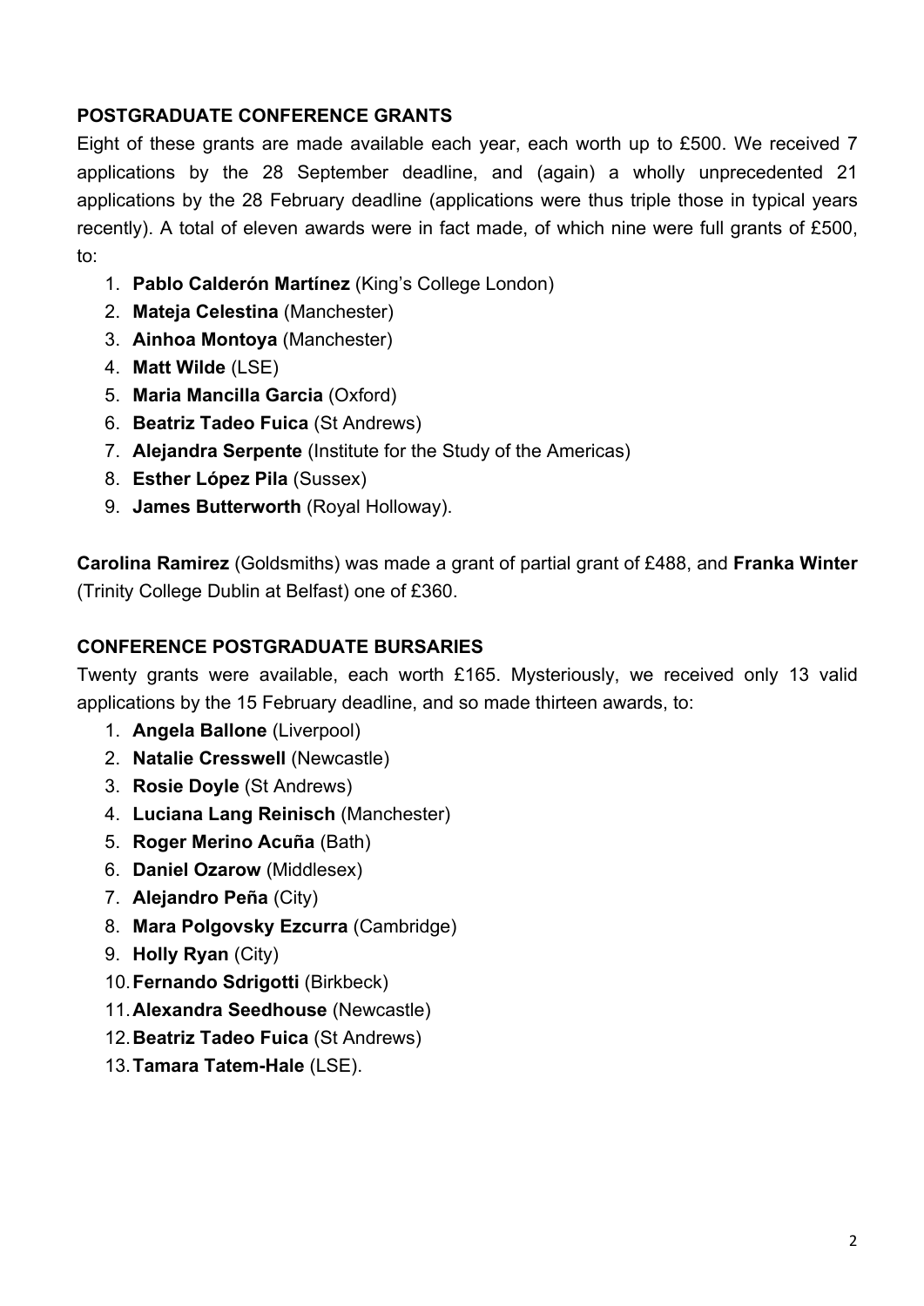## POSTGRADUATE CONFERENCE GRANTS

Eight of these grants are made available each year, each worth up to £500. We received 7 applications by the 28 September deadline, and (again) a wholly unprecedented 21 applications by the 28 February deadline (applications were thus triple those in typical years recently). A total of eleven awards were in fact made, of which nine were full grants of £500, to:

1. **Pablo Calderón Martínez** (King's College London)
2. **Mateja Celestina** (Manchester)
3. **Ainhoa Montoya** (Manchester)
4. **Matt Wilde** (LSE)
5. **Maria Mancilla Garcia** (Oxford)
6. **Beatriz Tadeo Fuica** (St Andrews)
7. **Alejandra Serpente** (Institute for the Study of the Americas)
8. **Esther López Pila** (Sussex)
9. **James Butterworth** (Royal Holloway).

**Carolina Ramirez** (Goldsmiths) was made a grant of partial grant of £488, and **Franka Winter** (Trinity College Dublin at Belfast) one of £360.

## CONFERENCE POSTGRADUATE BURSARIES

Twenty grants were available, each worth £165. Mysteriously, we received only 13 valid applications by the 15 February deadline, and so made thirteen awards, to:

1. **Angela Ballone** (Liverpool)
2. **Natalie Cresswell** (Newcastle)
3. **Rosie Doyle** (St Andrews)
4. **Luciana Lang Reinisch** (Manchester)
5. **Roger Merino Acuña** (Bath)
6. **Daniel Ozarow** (Middlesex)
7. **Alejandro Peña** (City)
8. **Mara Polgovsky Ezcurra** (Cambridge)
9. **Holly Ryan** (City)
10. **Fernando Sdrigotti** (Birkbeck)
11. **Alexandra Seedhouse** (Newcastle)
12. **Beatriz Tadeo Fuica** (St Andrews)
13. **Tamara Tatem-Hale** (LSE).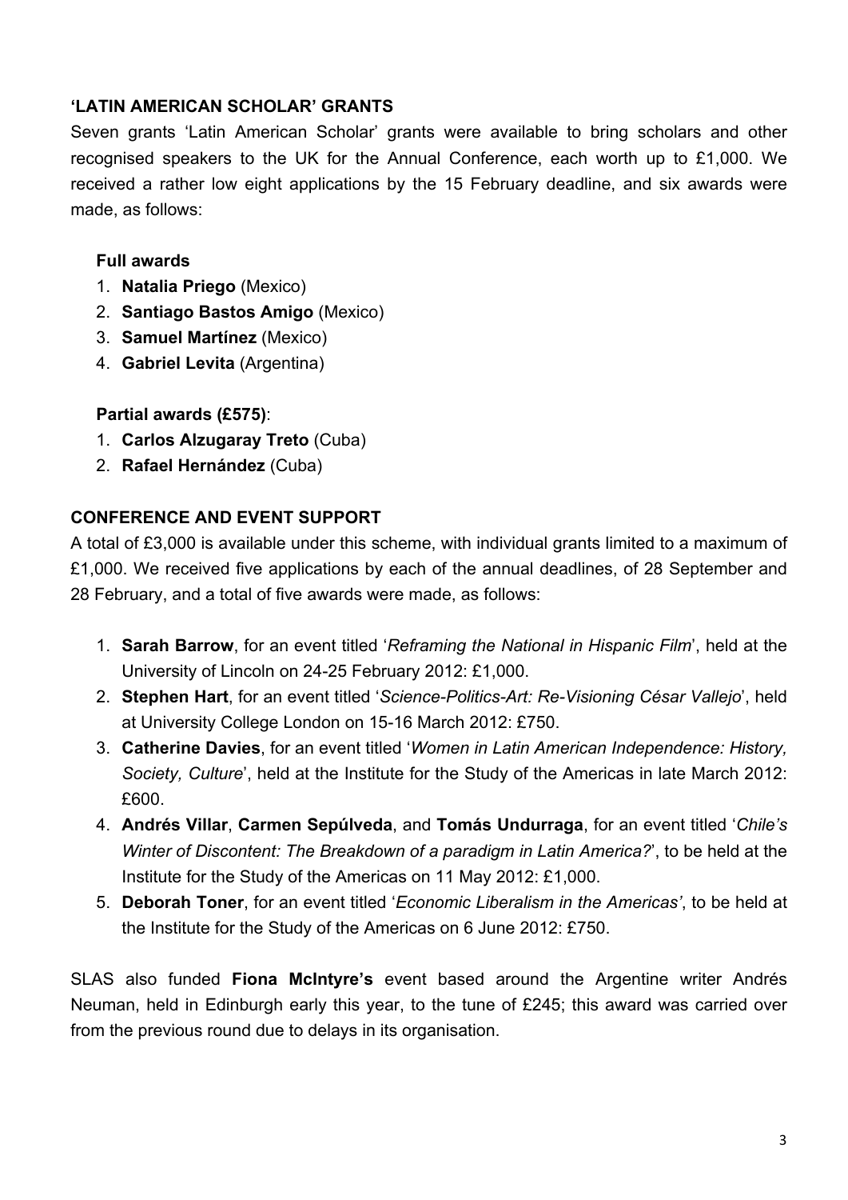## 'LATIN AMERICAN SCHOLAR' GRANTS

Seven grants 'Latin American Scholar' grants were available to bring scholars and other recognised speakers to the UK for the Annual Conference, each worth up to £1,000. We received a rather low eight applications by the 15 February deadline, and six awards were made, as follows:

**Full awards**

1. **Natalia Priego** (Mexico)
2. **Santiago Bastos Amigo** (Mexico)
3. **Samuel Martínez** (Mexico)
4. **Gabriel Levita** (Argentina)

**Partial awards (£575)**:

1. **Carlos Alzugaray Treto** (Cuba)
2. **Rafael Hernández** (Cuba)

## CONFERENCE AND EVENT SUPPORT

A total of £3,000 is available under this scheme, with individual grants limited to a maximum of £1,000. We received five applications by each of the annual deadlines, of 28 September and 28 February, and a total of five awards were made, as follows:

1. **Sarah Barrow**, for an event titled '*Reframing the National in Hispanic Film*', held at the University of Lincoln on 24-25 February 2012: £1,000.
2. **Stephen Hart**, for an event titled '*Science-Politics-Art: Re-Visioning César Vallejo*', held at University College London on 15-16 March 2012: £750.
3. **Catherine Davies**, for an event titled '*Women in Latin American Independence: History, Society, Culture*', held at the Institute for the Study of the Americas in late March 2012: £600.
4. **Andrés Villar**, **Carmen Sepúlveda**, and **Tomás Undurraga**, for an event titled '*Chile's Winter of Discontent: The Breakdown of a paradigm in Latin America?*', to be held at the Institute for the Study of the Americas on 11 May 2012: £1,000.
5. **Deborah Toner**, for an event titled '*Economic Liberalism in the Americas'*, to be held at the Institute for the Study of the Americas on 6 June 2012: £750.

SLAS also funded **Fiona McIntyre's** event based around the Argentine writer Andrés Neuman, held in Edinburgh early this year, to the tune of £245; this award was carried over from the previous round due to delays in its organisation.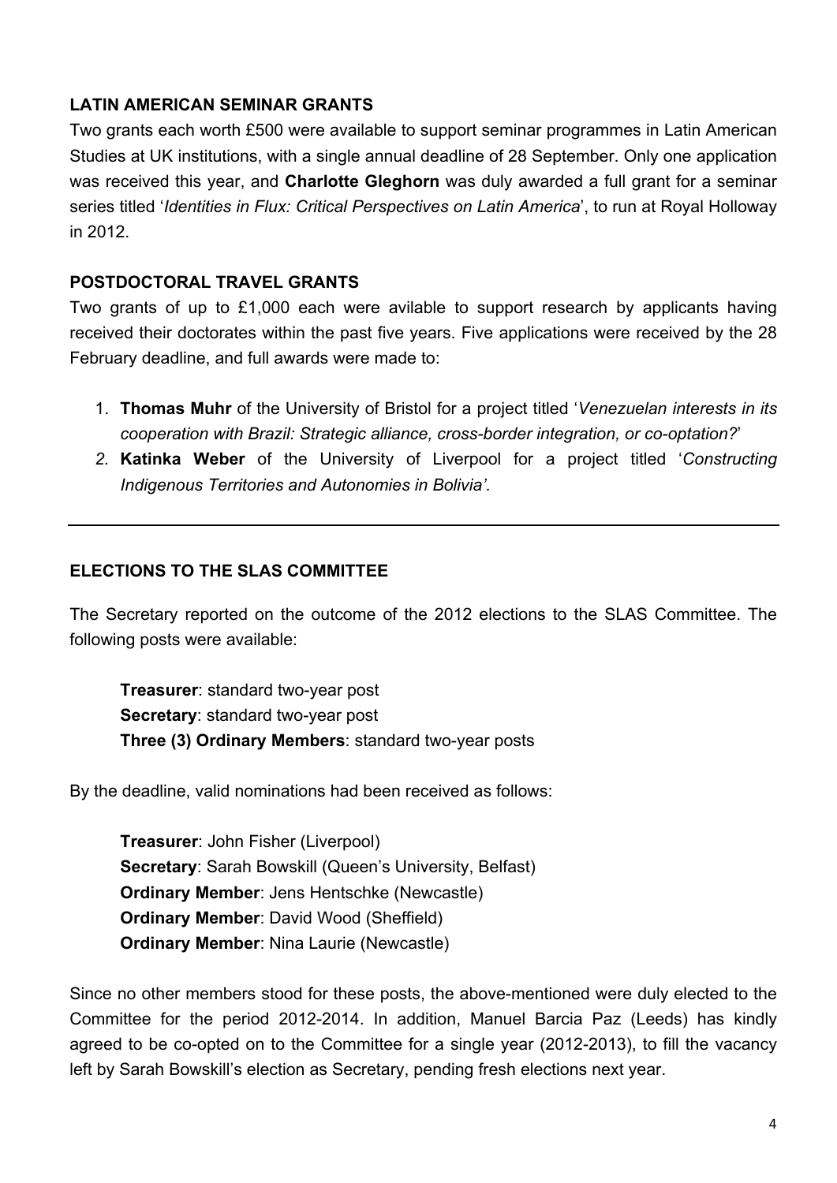**LATIN AMERICAN SEMINAR GRANTS**

Two grants each worth £500 were available to support seminar programmes in Latin American Studies at UK institutions, with a single annual deadline of 28 September. Only one application was received this year, and **Charlotte Gleghorn** was duly awarded a full grant for a seminar series titled '*Identities in Flux: Critical Perspectives on Latin America*', to run at Royal Holloway in 2012.

**POSTDOCTORAL TRAVEL GRANTS**

Two grants of up to £1,000 each were avilable to support research by applicants having received their doctorates within the past five years. Five applications were received by the 28 February deadline, and full awards were made to:

1. **Thomas Muhr** of the University of Bristol for a project titled '*Venezuelan interests in its cooperation with Brazil: Strategic alliance, cross-border integration, or co-optation?*'
2. **Katinka Weber** of the University of Liverpool for a project titled '*Constructing Indigenous Territories and Autonomies in Bolivia'.*

---

**ELECTIONS TO THE SLAS COMMITTEE**

The Secretary reported on the outcome of the 2012 elections to the SLAS Committee. The following posts were available:

**Treasurer**: standard two-year post
**Secretary**: standard two-year post
**Three (3) Ordinary Members**: standard two-year posts

By the deadline, valid nominations had been received as follows:

**Treasurer**: John Fisher (Liverpool)
**Secretary**: Sarah Bowskill (Queen's University, Belfast)
**Ordinary Member**: Jens Hentschke (Newcastle)
**Ordinary Member**: David Wood (Sheffield)
**Ordinary Member**: Nina Laurie (Newcastle)

Since no other members stood for these posts, the above-mentioned were duly elected to the Committee for the period 2012-2014. In addition, Manuel Barcia Paz (Leeds) has kindly agreed to be co-opted on to the Committee for a single year (2012-2013), to fill the vacancy left by Sarah Bowskill's election as Secretary, pending fresh elections next year.